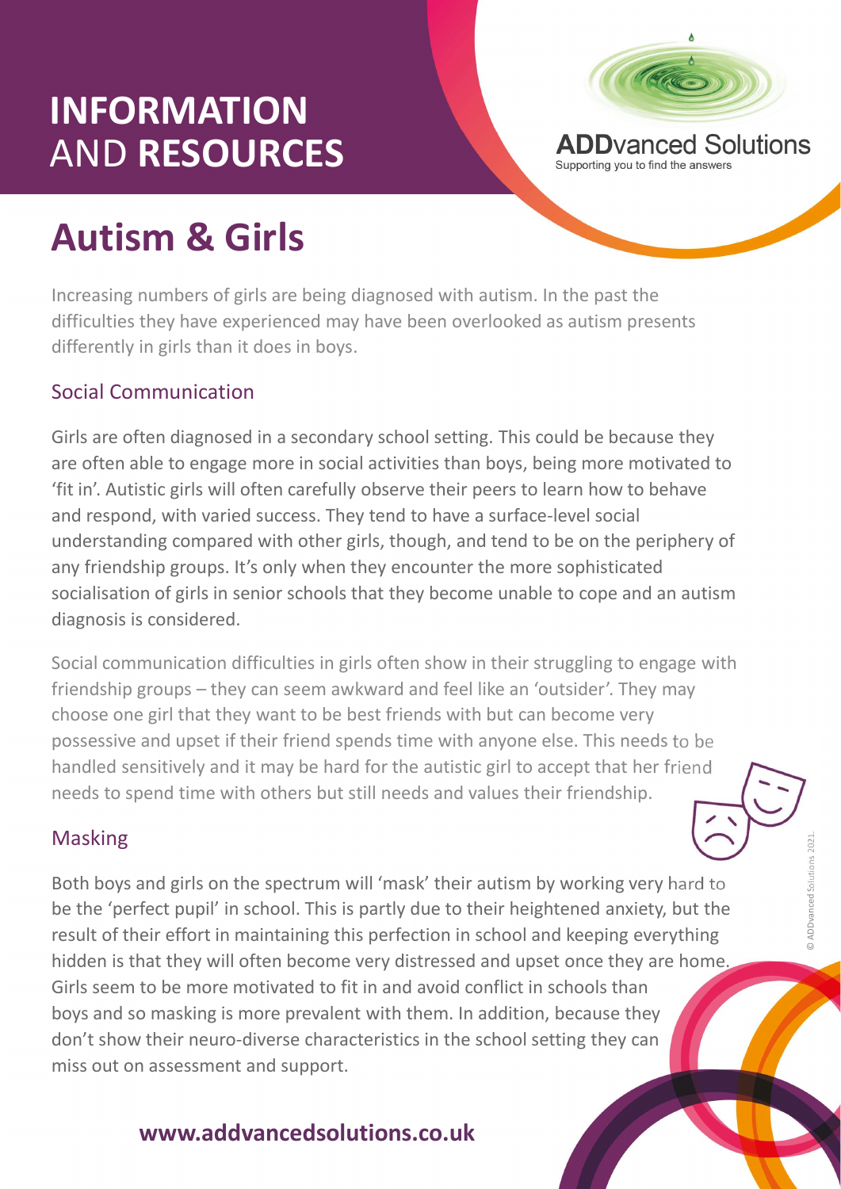# INFORMATION AND RESOURCES

ADDvanced Solutions
Supporting you to find the answers

# Autism & Girls

Increasing numbers of girls are being diagnosed with autism. In the past the difficulties they have experienced may have been overlooked as autism presents differently in girls than it does in boys.

## Social Communication

Girls are often diagnosed in a secondary school setting. This could be because they are often able to engage more in social activities than boys, being more motivated to 'fit in'. Autistic girls will often carefully observe their peers to learn how to behave and respond, with varied success. They tend to have a surface-level social understanding compared with other girls, though, and tend to be on the periphery of any friendship groups. It's only when they encounter the more sophisticated socialisation of girls in senior schools that they become unable to cope and an autism diagnosis is considered.

Social communication difficulties in girls often show in their struggling to engage with friendship groups – they can seem awkward and feel like an 'outsider'. They may choose one girl that they want to be best friends with but can become very possessive and upset if their friend spends time with anyone else. This needs to be handled sensitively and it may be hard for the autistic girl to accept that her friend needs to spend time with others but still needs and values their friendship.

## Masking

Both boys and girls on the spectrum will 'mask' their autism by working very hard to be the 'perfect pupil' in school. This is partly due to their heightened anxiety, but the result of their effort in maintaining this perfection in school and keeping everything hidden is that they will often become very distressed and upset once they are home. Girls seem to be more motivated to fit in and avoid conflict in schools than boys and so masking is more prevalent with them. In addition, because they don't show their neuro-diverse characteristics in the school setting they can miss out on assessment and support.

© ADDvanced Solutions 2021.

**www.addvancedsolutions.co.uk**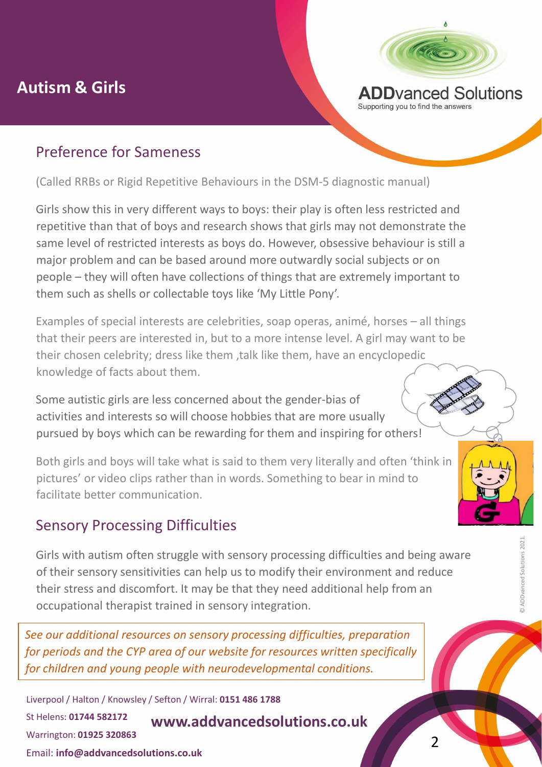# Autism & Girls

## Preference for Sameness

(Called RRBs or Rigid Repetitive Behaviours in the DSM-5 diagnostic manual)

Girls show this in very different ways to boys: their play is often less restricted and repetitive than that of boys and research shows that girls may not demonstrate the same level of restricted interests as boys do. However, obsessive behaviour is still a major problem and can be based around more outwardly social subjects or on people – they will often have collections of things that are extremely important to them such as shells or collectable toys like 'My Little Pony'.

Examples of special interests are celebrities, soap operas, animé, horses – all things that their peers are interested in, but to a more intense level. A girl may want to be their chosen celebrity; dress like them ,talk like them, have an encyclopedic knowledge of facts about them.

Some autistic girls are less concerned about the gender-bias of activities and interests so will choose hobbies that are more usually pursued by boys which can be rewarding for them and inspiring for others!

Both girls and boys will take what is said to them very literally and often 'think in pictures' or video clips rather than in words. Something to bear in mind to facilitate better communication.

## Sensory Processing Difficulties

Girls with autism often struggle with sensory processing difficulties and being aware of their sensory sensitivities can help us to modify their environment and reduce their stress and discomfort. It may be that they need additional help from an occupational therapist trained in sensory integration.

*See our additional resources on sensory processing difficulties, preparation for periods and the CYP area of our website for resources written specifically for children and young people with neurodevelopmental conditions.*

Liverpool / Halton / Knowsley / Sefton / Wirral: **0151 486 1788**

St Helens: **01744 582172**

Warrington: **01925 320863**

Email: **info@addvancedsolutions.co.uk**

**www.addvancedsolutions.co.uk**